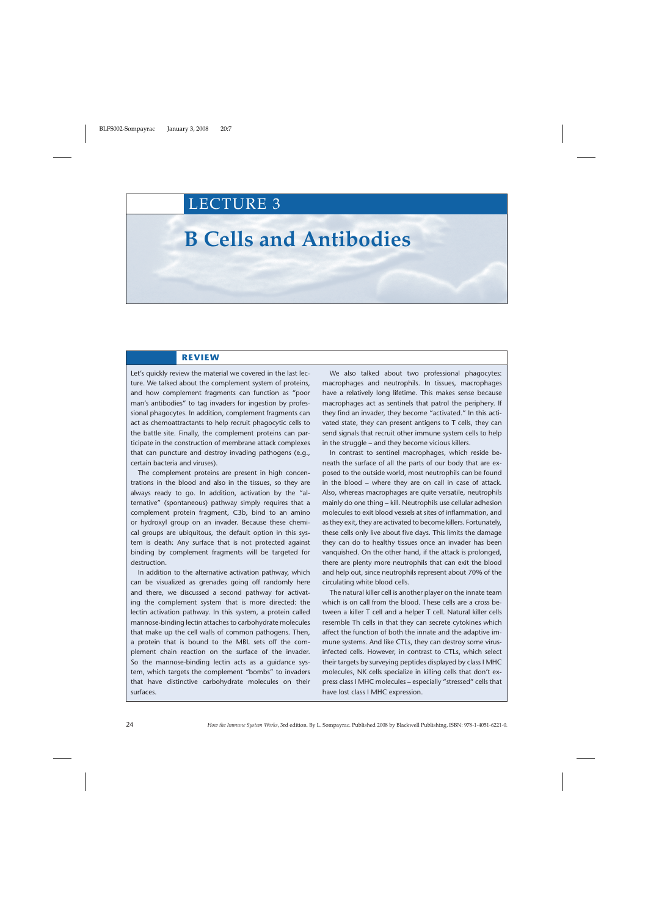# LECTURE 3

# B Cells and Antibodies

## REVIEW

Let's quickly review the material we covered in the last lecture. We talked about the complement system of proteins, and how complement fragments can function as "poor man's antibodies" to tag invaders for ingestion by professional phagocytes. In addition, complement fragments can act as chemoattractants to help recruit phagocytic cells to the battle site. Finally, the complement proteins can participate in the construction of membrane attack complexes that can puncture and destroy invading pathogens (e.g., certain bacteria and viruses).

The complement proteins are present in high concentrations in the blood and also in the tissues, so they are always ready to go. In addition, activation by the "alternative" (spontaneous) pathway simply requires that a complement protein fragment, C3b, bind to an amino or hydroxyl group on an invader. Because these chemical groups are ubiquitous, the default option in this system is death: Any surface that is not protected against binding by complement fragments will be targeted for destruction.

In addition to the alternative activation pathway, which can be visualized as grenades going off randomly here and there, we discussed a second pathway for activating the complement system that is more directed: the lectin activation pathway. In this system, a protein called mannose-binding lectin attaches to carbohydrate molecules that make up the cell walls of common pathogens. Then, a protein that is bound to the MBL sets off the complement chain reaction on the surface of the invader. So the mannose-binding lectin acts as a guidance system, which targets the complement "bombs" to invaders that have distinctive carbohydrate molecules on their surfaces.

We also talked about two professional phagocytes: macrophages and neutrophils. In tissues, macrophages have a relatively long lifetime. This makes sense because macrophages act as sentinels that patrol the periphery. If they find an invader, they become "activated." In this activated state, they can present antigens to T cells, they can send signals that recruit other immune system cells to help in the struggle – and they become vicious killers.

In contrast to sentinel macrophages, which reside beneath the surface of all the parts of our body that are exposed to the outside world, most neutrophils can be found in the blood – where they are on call in case of attack. Also, whereas macrophages are quite versatile, neutrophils mainly do one thing – kill. Neutrophils use cellular adhesion molecules to exit blood vessels at sites of inflammation, and as they exit, they are activated to become killers. Fortunately, these cells only live about five days. This limits the damage they can do to healthy tissues once an invader has been vanquished. On the other hand, if the attack is prolonged, there are plenty more neutrophils that can exit the blood and help out, since neutrophils represent about 70% of the circulating white blood cells.

The natural killer cell is another player on the innate team which is on call from the blood. These cells are a cross between a killer T cell and a helper T cell. Natural killer cells resemble Th cells in that they can secrete cytokines which affect the function of both the innate and the adaptive immune systems. And like CTLs, they can destroy some virus-infected cells. However, in contrast to CTLs, which select their targets by surveying peptides displayed by class I MHC molecules, NK cells specialize in killing cells that don't express class I MHC molecules – especially "stressed" cells that have lost class I MHC expression.

*How the Immune System Works*, 3rd edition. By L. Sompayrac. Published 2008 by Blackwell Publishing, ISBN: 978-1-4051-6221-0.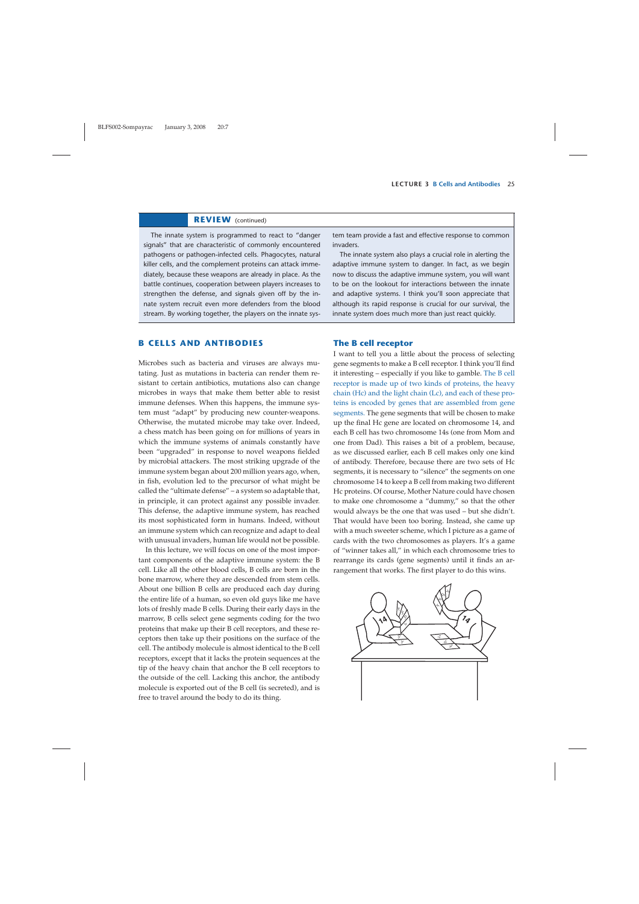**REVIEW** (continued)

The innate system is programmed to react to "danger signals" that are characteristic of commonly encountered pathogens or pathogen-infected cells. Phagocytes, natural killer cells, and the complement proteins can attack immediately, because these weapons are already in place. As the battle continues, cooperation between players increases to strengthen the defense, and signals given off by the innate system recruit even more defenders from the blood stream. By working together, the players on the innate system team provide a fast and effective response to common invaders.

The innate system also plays a crucial role in alerting the adaptive immune system to danger. In fact, as we begin now to discuss the adaptive immune system, you will want to be on the lookout for interactions between the innate and adaptive systems. I think you'll soon appreciate that although its rapid response is crucial for our survival, the innate system does much more than just react quickly.

## B CELLS AND ANTIBODIES

Microbes such as bacteria and viruses are always mutating. Just as mutations in bacteria can render them resistant to certain antibiotics, mutations also can change microbes in ways that make them better able to resist immune defenses. When this happens, the immune system must "adapt" by producing new counter-weapons. Otherwise, the mutated microbe may take over. Indeed, a chess match has been going on for millions of years in which the immune systems of animals constantly have been "upgraded" in response to novel weapons fielded by microbial attackers. The most striking upgrade of the immune system began about 200 million years ago, when, in fish, evolution led to the precursor of what might be called the "ultimate defense" – a system so adaptable that, in principle, it can protect against any possible invader. This defense, the adaptive immune system, has reached its most sophisticated form in humans. Indeed, without an immune system which can recognize and adapt to deal with unusual invaders, human life would not be possible.

In this lecture, we will focus on one of the most important components of the adaptive immune system: the B cell. Like all the other blood cells, B cells are born in the bone marrow, where they are descended from stem cells. About one billion B cells are produced each day during the entire life of a human, so even old guys like me have lots of freshly made B cells. During their early days in the marrow, B cells select gene segments coding for the two proteins that make up their B cell receptors, and these receptors then take up their positions on the surface of the cell. The antibody molecule is almost identical to the B cell receptors, except that it lacks the protein sequences at the tip of the heavy chain that anchor the B cell receptors to the outside of the cell. Lacking this anchor, the antibody molecule is exported out of the B cell (is secreted), and is free to travel around the body to do its thing.

### The B cell receptor

I want to tell you a little about the process of selecting gene segments to make a B cell receptor. I think you'll find it interesting – especially if you like to gamble. The B cell receptor is made up of two kinds of proteins, the heavy chain (Hc) and the light chain (Lc), and each of these proteins is encoded by genes that are assembled from gene segments. The gene segments that will be chosen to make up the final Hc gene are located on chromosome 14, and each B cell has two chromosome 14s (one from Mom and one from Dad). This raises a bit of a problem, because, as we discussed earlier, each B cell makes only one kind of antibody. Therefore, because there are two sets of Hc segments, it is necessary to "silence" the segments on one chromosome 14 to keep a B cell from making two different Hc proteins. Of course, Mother Nature could have chosen to make one chromosome a "dummy," so that the other would always be the one that was used – but she didn't. That would have been too boring. Instead, she came up with a much sweeter scheme, which I picture as a game of cards with the two chromosomes as players. It's a game of "winner takes all," in which each chromosome tries to rearrange its cards (gene segments) until it finds an arrangement that works. The first player to do this wins.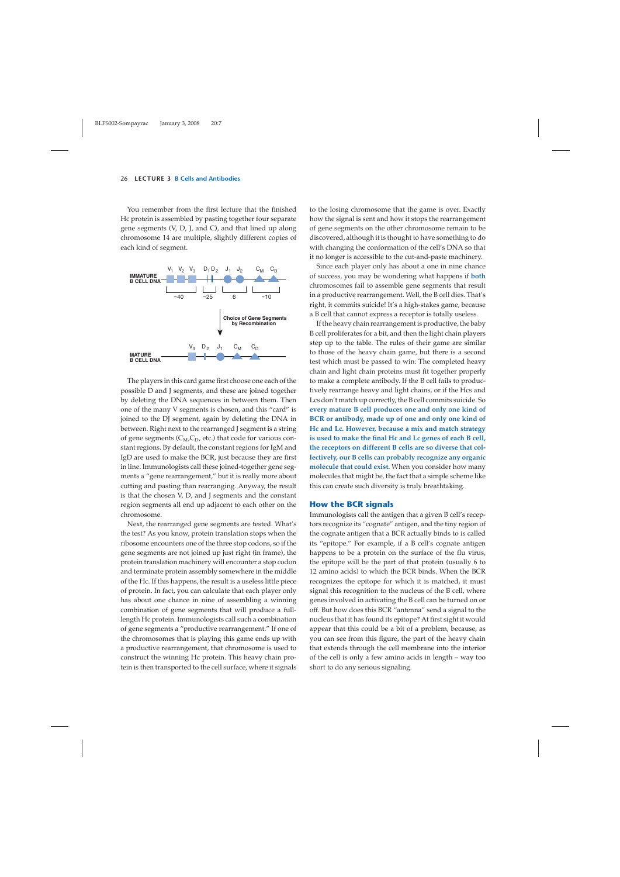You remember from the first lecture that the finished Hc protein is assembled by pasting together four separate gene segments (V, D, J, and C), and that lined up along chromosome 14 are multiple, slightly different copies of each kind of segment.

The players in this card game first choose one each of the possible D and J segments, and these are joined together by deleting the DNA sequences in between them. Then one of the many V segments is chosen, and this "card" is joined to the DJ segment, again by deleting the DNA in between. Right next to the rearranged J segment is a string of gene segments ($C_M$,$C_D$, etc.) that code for various constant regions. By default, the constant regions for IgM and IgD are used to make the BCR, just because they are first in line. Immunologists call these joined-together gene segments a "gene rearrangement," but it is really more about cutting and pasting than rearranging. Anyway, the result is that the chosen V, D, and J segments and the constant region segments all end up adjacent to each other on the chromosome.

Next, the rearranged gene segments are tested. What's the test? As you know, protein translation stops when the ribosome encounters one of the three stop codons, so if the gene segments are not joined up just right (in frame), the protein translation machinery will encounter a stop codon and terminate protein assembly somewhere in the middle of the Hc. If this happens, the result is a useless little piece of protein. In fact, you can calculate that each player only has about one chance in nine of assembling a winning combination of gene segments that will produce a full-length Hc protein. Immunologists call such a combination of gene segments a "productive rearrangement." If one of the chromosomes that is playing this game ends up with a productive rearrangement, that chromosome is used to construct the winning Hc protein. This heavy chain protein is then transported to the cell surface, where it signals to the losing chromosome that the game is over. Exactly how the signal is sent and how it stops the rearrangement of gene segments on the other chromosome remain to be discovered, although it is thought to have something to do with changing the conformation of the cell's DNA so that it no longer is accessible to the cut-and-paste machinery.

Since each player only has about a one in nine chance of success, you may be wondering what happens if **both** chromosomes fail to assemble gene segments that result in a productive rearrangement. Well, the B cell dies. That's right, it commits suicide! It's a high-stakes game, because a B cell that cannot express a receptor is totally useless.

If the heavy chain rearrangement is productive, the baby B cell proliferates for a bit, and then the light chain players step up to the table. The rules of their game are similar to those of the heavy chain game, but there is a second test which must be passed to win: The completed heavy chain and light chain proteins must fit together properly to make a complete antibody. If the B cell fails to productively rearrange heavy and light chains, or if the Hcs and Lcs don't match up correctly, the B cell commits suicide. So **every mature B cell produces one and only one kind of BCR or antibody, made up of one and only one kind of Hc and Lc. However, because a mix and match strategy is used to make the final Hc and Lc genes of each B cell, the receptors on different B cells are so diverse that collectively, our B cells can probably recognize any organic molecule that could exist.** When you consider how many molecules that might be, the fact that a simple scheme like this can create such diversity is truly breathtaking.

## How the BCR signals

Immunologists call the antigen that a given B cell's receptors recognize its "cognate" antigen, and the tiny region of the cognate antigen that a BCR actually binds to is called its "epitope." For example, if a B cell's cognate antigen happens to be a protein on the surface of the flu virus, the epitope will be the part of that protein (usually 6 to 12 amino acids) to which the BCR binds. When the BCR recognizes the epitope for which it is matched, it must signal this recognition to the nucleus of the B cell, where genes involved in activating the B cell can be turned on or off. But how does this BCR "antenna" send a signal to the nucleus that it has found its epitope? At first sight it would appear that this could be a bit of a problem, because, as you can see from this figure, the part of the heavy chain that extends through the cell membrane into the interior of the cell is only a few amino acids in length – way too short to do any serious signaling.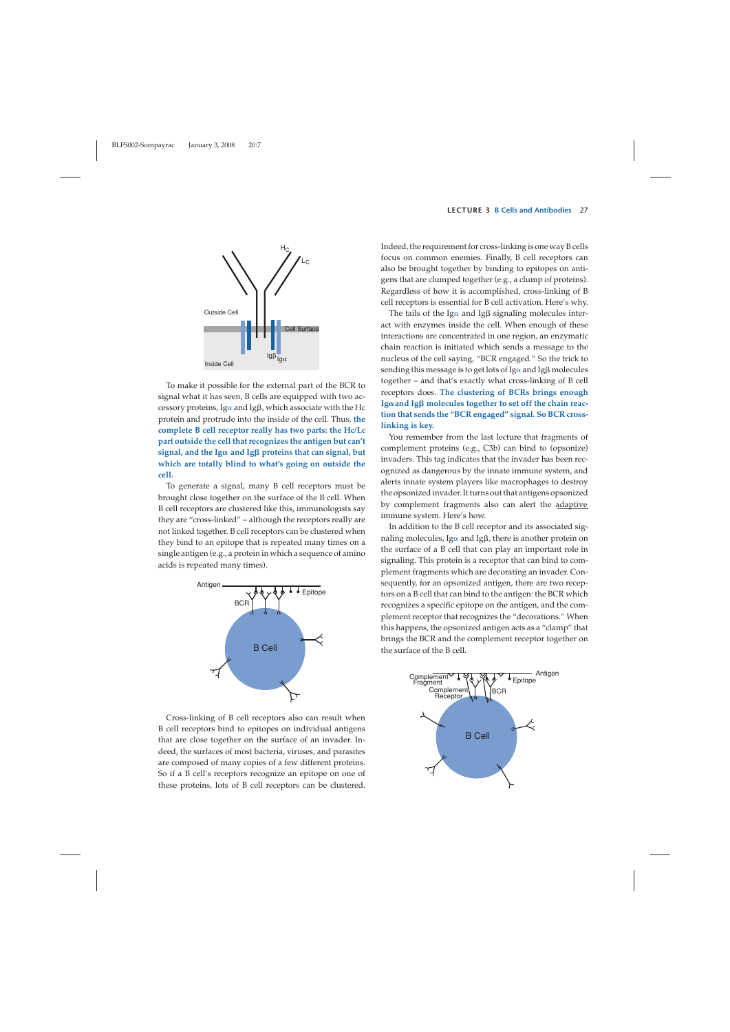To make it possible for the external part of the BCR to signal what it has seen, B cells are equipped with two accessory proteins, Igα and Igβ, which associate with the Hc protein and protrude into the inside of the cell. Thus, **the complete B cell receptor really has two parts: the Hc/Lc part outside the cell that recognizes the antigen but can't signal, and the Igα and Igβ proteins that can signal, but which are totally blind to what's going on outside the cell.**

To generate a signal, many B cell receptors must be brought close together on the surface of the B cell. When B cell receptors are clustered like this, immunologists say they are "cross-linked" – although the receptors really are not linked together. B cell receptors can be clustered when they bind to an epitope that is repeated many times on a single antigen (e.g., a protein in which a sequence of amino acids is repeated many times).

Cross-linking of B cell receptors also can result when B cell receptors bind to epitopes on individual antigens that are close together on the surface of an invader. Indeed, the surfaces of most bacteria, viruses, and parasites are composed of many copies of a few different proteins. So if a B cell's receptors recognize an epitope on one of these proteins, lots of B cell receptors can be clustered. Indeed, the requirement for cross-linking is one way B cells focus on common enemies. Finally, B cell receptors can also be brought together by binding to epitopes on antigens that are clumped together (e.g., a clump of proteins). Regardless of how it is accomplished, cross-linking of B cell receptors is essential for B cell activation. Here's why.

The tails of the Igα and Igβ signaling molecules interact with enzymes inside the cell. When enough of these interactions are concentrated in one region, an enzymatic chain reaction is initiated which sends a message to the nucleus of the cell saying, "BCR engaged." So the trick to sending this message is to get lots of Igα and Igβ molecules together – and that's exactly what cross-linking of B cell receptors does. **The clustering of BCRs brings enough Igα and Igβ molecules together to set off the chain reaction that sends the "BCR engaged" signal. So BCR cross-linking is key.**

You remember from the last lecture that fragments of complement proteins (e.g., C3b) can bind to (opsonize) invaders. This tag indicates that the invader has been recognized as dangerous by the innate immune system, and alerts innate system players like macrophages to destroy the opsonized invader. It turns out that antigens opsonized by complement fragments also can alert the adaptive immune system. Here's how.

In addition to the B cell receptor and its associated signaling molecules, Igα and Igβ, there is another protein on the surface of a B cell that can play an important role in signaling. This protein is a receptor that can bind to complement fragments which are decorating an invader. Consequently, for an opsonized antigen, there are two receptors on a B cell that can bind to the antigen: the BCR which recognizes a specific epitope on the antigen, and the complement receptor that recognizes the "decorations." When this happens, the opsonized antigen acts as a "clamp" that brings the BCR and the complement receptor together on the surface of the B cell.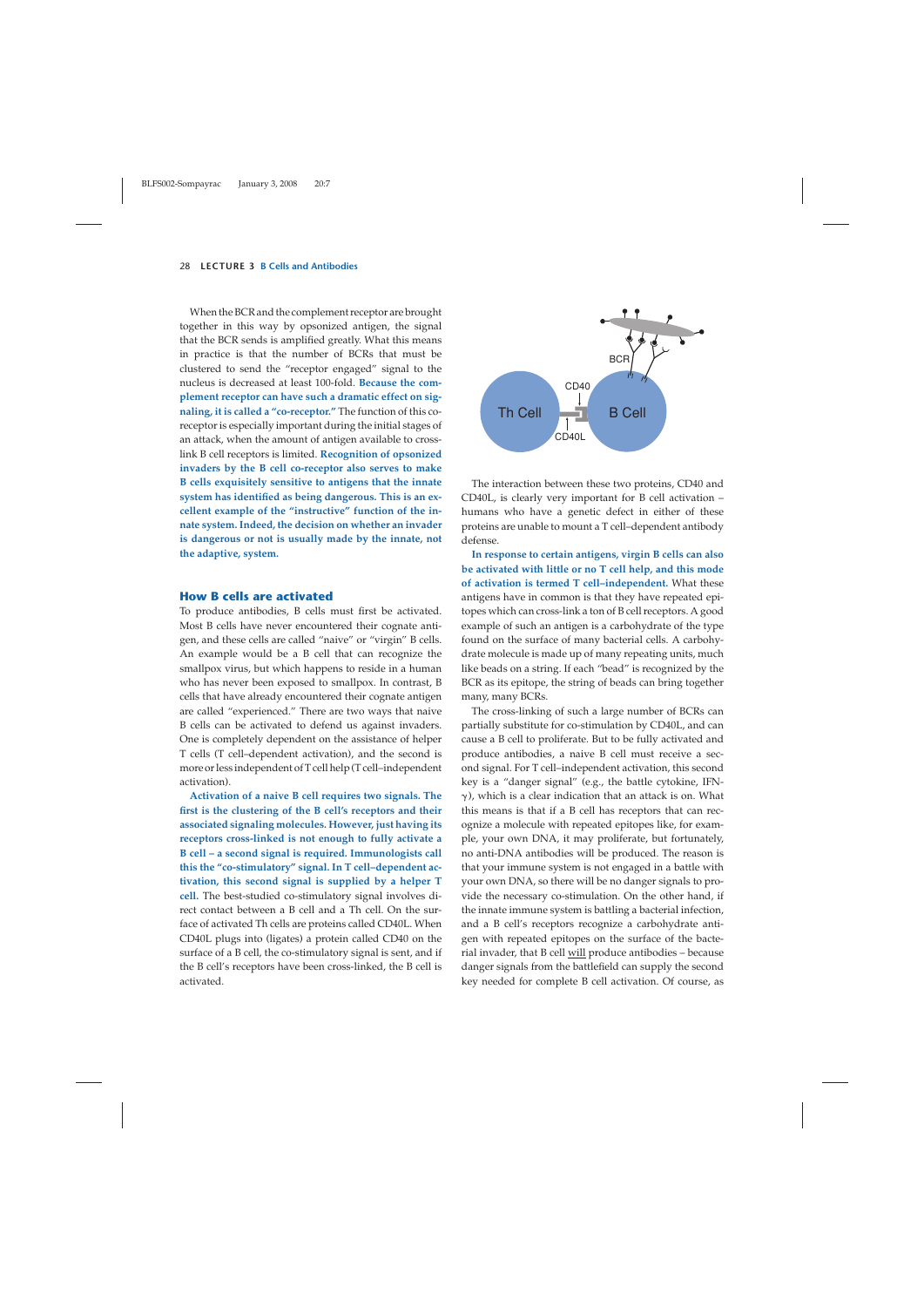When the BCR and the complement receptor are brought together in this way by opsonized antigen, the signal that the BCR sends is amplified greatly. What this means in practice is that the number of BCRs that must be clustered to send the "receptor engaged" signal to the nucleus is decreased at least 100-fold. **Because the complement receptor can have such a dramatic effect on signaling, it is called a "co-receptor."** The function of this co-receptor is especially important during the initial stages of an attack, when the amount of antigen available to cross-link B cell receptors is limited. **Recognition of opsonized invaders by the B cell co-receptor also serves to make B cells exquisitely sensitive to antigens that the innate system has identified as being dangerous. This is an excellent example of the "instructive" function of the innate system. Indeed, the decision on whether an invader is dangerous or not is usually made by the innate, not the adaptive, system.**

## How B cells are activated

To produce antibodies, B cells must first be activated. Most B cells have never encountered their cognate antigen, and these cells are called "naive" or "virgin" B cells. An example would be a B cell that can recognize the smallpox virus, but which happens to reside in a human who has never been exposed to smallpox. In contrast, B cells that have already encountered their cognate antigen are called "experienced." There are two ways that naive B cells can be activated to defend us against invaders. One is completely dependent on the assistance of helper T cells (T cell–dependent activation), and the second is more or less independent of T cell help (T cell–independent activation).

**Activation of a naive B cell requires two signals. The first is the clustering of the B cell's receptors and their associated signaling molecules. However, just having its receptors cross-linked is not enough to fully activate a B cell – a second signal is required. Immunologists call this the "co-stimulatory" signal. In T cell–dependent activation, this second signal is supplied by a helper T cell.** The best-studied co-stimulatory signal involves direct contact between a B cell and a Th cell. On the surface of activated Th cells are proteins called CD40L. When CD40L plugs into (ligates) a protein called CD40 on the surface of a B cell, the co-stimulatory signal is sent, and if the B cell's receptors have been cross-linked, the B cell is activated.

BCR
CD40
Th Cell
B Cell
CD40L

The interaction between these two proteins, CD40 and CD40L, is clearly very important for B cell activation – humans who have a genetic defect in either of these proteins are unable to mount a T cell–dependent antibody defense.

**In response to certain antigens, virgin B cells can also be activated with little or no T cell help, and this mode of activation is termed T cell–independent.** What these antigens have in common is that they have repeated epitopes which can cross-link a ton of B cell receptors. A good example of such an antigen is a carbohydrate of the type found on the surface of many bacterial cells. A carbohydrate molecule is made up of many repeating units, much like beads on a string. If each "bead" is recognized by the BCR as its epitope, the string of beads can bring together many, many BCRs.

The cross-linking of such a large number of BCRs can partially substitute for co-stimulation by CD40L, and can cause a B cell to proliferate. But to be fully activated and produce antibodies, a naive B cell must receive a second signal. For T cell–independent activation, this second key is a "danger signal" (e.g., the battle cytokine, IFN-$\gamma$), which is a clear indication that an attack is on. What this means is that if a B cell has receptors that can recognize a molecule with repeated epitopes like, for example, your own DNA, it may proliferate, but fortunately, no anti-DNA antibodies will be produced. The reason is that your immune system is not engaged in a battle with your own DNA, so there will be no danger signals to provide the necessary co-stimulation. On the other hand, if the innate immune system is battling a bacterial infection, and a B cell's receptors recognize a carbohydrate antigen with repeated epitopes on the surface of the bacterial invader, that B cell <u>will</u> produce antibodies – because danger signals from the battlefield can supply the second key needed for complete B cell activation. Of course, as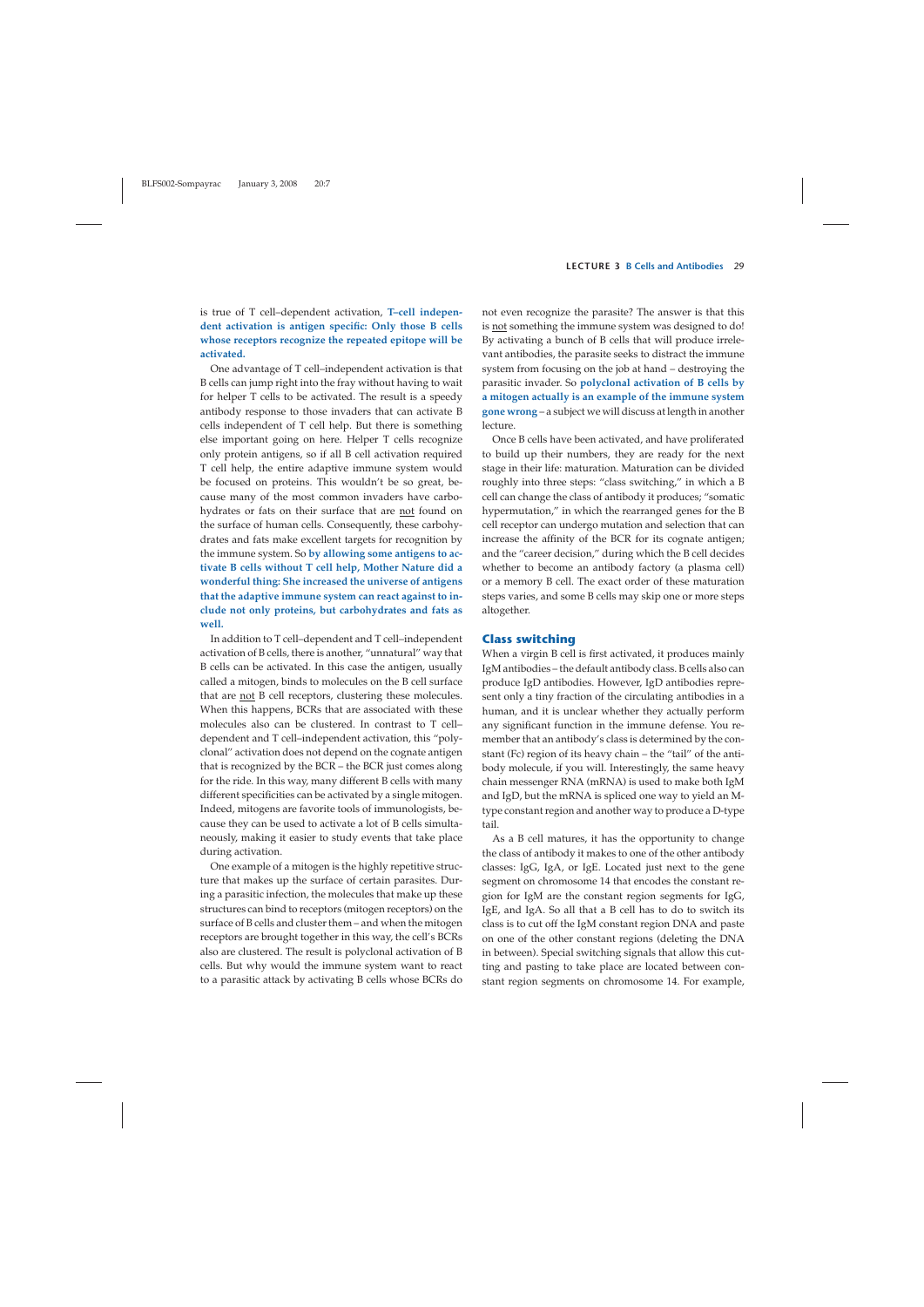is true of T cell–dependent activation, **T-cell independent activation is antigen specific: Only those B cells whose receptors recognize the repeated epitope will be activated.**

One advantage of T cell–independent activation is that B cells can jump right into the fray without having to wait for helper T cells to be activated. The result is a speedy antibody response to those invaders that can activate B cells independent of T cell help. But there is something else important going on here. Helper T cells recognize only protein antigens, so if all B cell activation required T cell help, the entire adaptive immune system would be focused on proteins. This wouldn't be so great, because many of the most common invaders have carbohydrates or fats on their surface that are not found on the surface of human cells. Consequently, these carbohydrates and fats make excellent targets for recognition by the immune system. So **by allowing some antigens to activate B cells without T cell help, Mother Nature did a wonderful thing: She increased the universe of antigens that the adaptive immune system can react against to include not only proteins, but carbohydrates and fats as well.**

In addition to T cell–dependent and T cell–independent activation of B cells, there is another, "unnatural" way that B cells can be activated. In this case the antigen, usually called a mitogen, binds to molecules on the B cell surface that are not B cell receptors, clustering these molecules. When this happens, BCRs that are associated with these molecules also can be clustered. In contrast to T cell–dependent and T cell–independent activation, this "polyclonal" activation does not depend on the cognate antigen that is recognized by the BCR – the BCR just comes along for the ride. In this way, many different B cells with many different specificities can be activated by a single mitogen. Indeed, mitogens are favorite tools of immunologists, because they can be used to activate a lot of B cells simultaneously, making it easier to study events that take place during activation.

One example of a mitogen is the highly repetitive structure that makes up the surface of certain parasites. During a parasitic infection, the molecules that make up these structures can bind to receptors (mitogen receptors) on the surface of B cells and cluster them – and when the mitogen receptors are brought together in this way, the cell's BCRs also are clustered. The result is polyclonal activation of B cells. But why would the immune system want to react to a parasitic attack by activating B cells whose BCRs do not even recognize the parasite? The answer is that this is not something the immune system was designed to do! By activating a bunch of B cells that will produce irrelevant antibodies, the parasite seeks to distract the immune system from focusing on the job at hand – destroying the parasitic invader. So **polyclonal activation of B cells by a mitogen actually is an example of the immune system gone wrong** – a subject we will discuss at length in another lecture.

Once B cells have been activated, and have proliferated to build up their numbers, they are ready for the next stage in their life: maturation. Maturation can be divided roughly into three steps: "class switching," in which a B cell can change the class of antibody it produces; "somatic hypermutation," in which the rearranged genes for the B cell receptor can undergo mutation and selection that can increase the affinity of the BCR for its cognate antigen; and the "career decision," during which the B cell decides whether to become an antibody factory (a plasma cell) or a memory B cell. The exact order of these maturation steps varies, and some B cells may skip one or more steps altogether.

## Class switching

When a virgin B cell is first activated, it produces mainly IgM antibodies – the default antibody class. B cells also can produce IgD antibodies. However, IgD antibodies represent only a tiny fraction of the circulating antibodies in a human, and it is unclear whether they actually perform any significant function in the immune defense. You remember that an antibody's class is determined by the constant (Fc) region of its heavy chain – the "tail" of the antibody molecule, if you will. Interestingly, the same heavy chain messenger RNA (mRNA) is used to make both IgM and IgD, but the mRNA is spliced one way to yield an M-type constant region and another way to produce a D-type tail.

As a B cell matures, it has the opportunity to change the class of antibody it makes to one of the other antibody classes: IgG, IgA, or IgE. Located just next to the gene segment on chromosome 14 that encodes the constant region for IgM are the constant region segments for IgG, IgE, and IgA. So all that a B cell has to do to switch its class is to cut off the IgM constant region DNA and paste on one of the other constant regions (deleting the DNA in between). Special switching signals that allow this cutting and pasting to take place are located between constant region segments on chromosome 14. For example,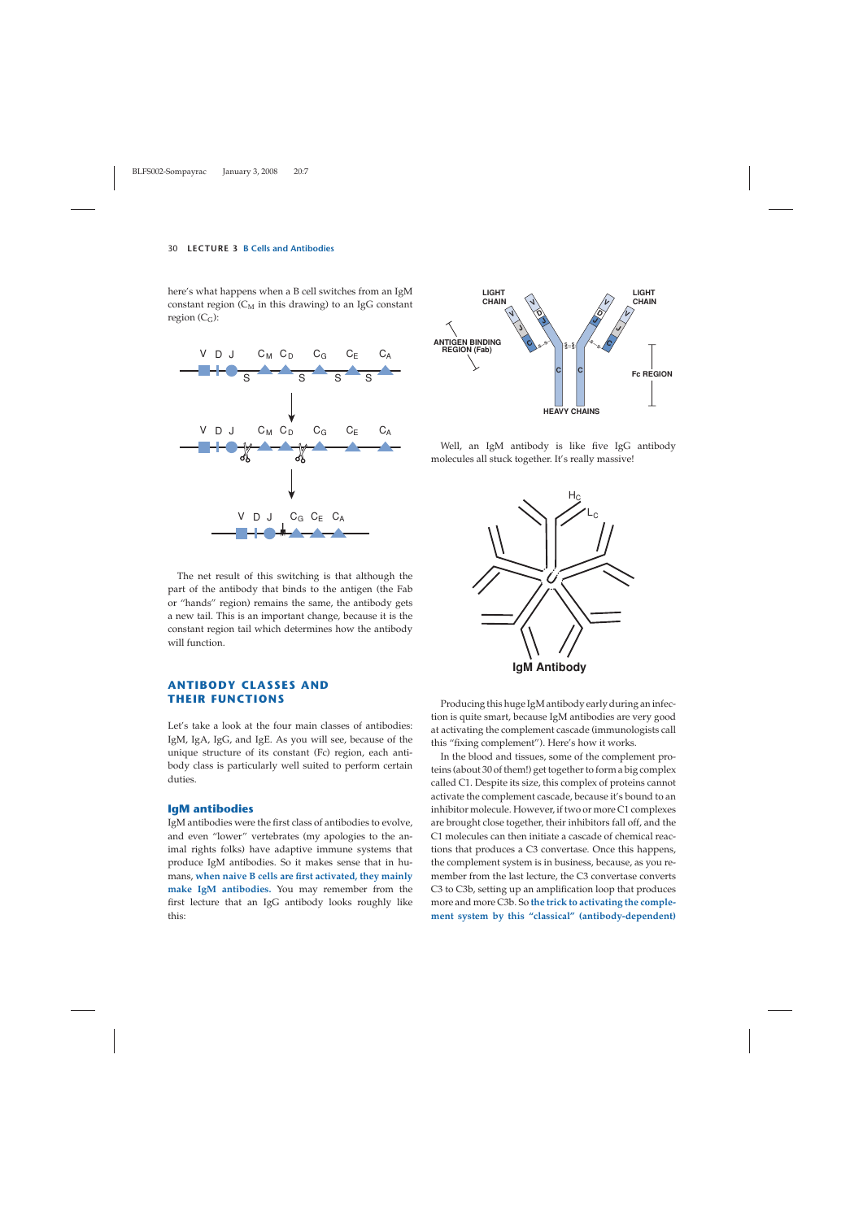here's what happens when a B cell switches from an IgM constant region ($C_M$ in this drawing) to an IgG constant region ($C_G$):

The net result of this switching is that although the part of the antibody that binds to the antigen (the Fab or "hands" region) remains the same, the antibody gets a new tail. This is an important change, because it is the constant region tail which determines how the antibody will function.

## ANTIBODY CLASSES AND THEIR FUNCTIONS

Let's take a look at the four main classes of antibodies: IgM, IgA, IgG, and IgE. As you will see, because of the unique structure of its constant (Fc) region, each antibody class is particularly well suited to perform certain duties.

### IgM antibodies

IgM antibodies were the first class of antibodies to evolve, and even "lower" vertebrates (my apologies to the animal rights folks) have adaptive immune systems that produce IgM antibodies. So it makes sense that in humans, **when naive B cells are first activated, they mainly make IgM antibodies.** You may remember from the first lecture that an IgG antibody looks roughly like this:

Well, an IgM antibody is like five IgG antibody molecules all stuck together. It's really massive!

IgM Antibody

Producing this huge IgM antibody early during an infection is quite smart, because IgM antibodies are very good at activating the complement cascade (immunologists call this "fixing complement"). Here's how it works.

In the blood and tissues, some of the complement proteins (about 30 of them!) get together to form a big complex called C1. Despite its size, this complex of proteins cannot activate the complement cascade, because it's bound to an inhibitor molecule. However, if two or more C1 complexes are brought close together, their inhibitors fall off, and the C1 molecules can then initiate a cascade of chemical reactions that produces a C3 convertase. Once this happens, the complement system is in business, because, as you remember from the last lecture, the C3 convertase converts C3 to C3b, setting up an amplification loop that produces more and more C3b. So **the trick to activating the complement system by this "classical" (antibody-dependent)**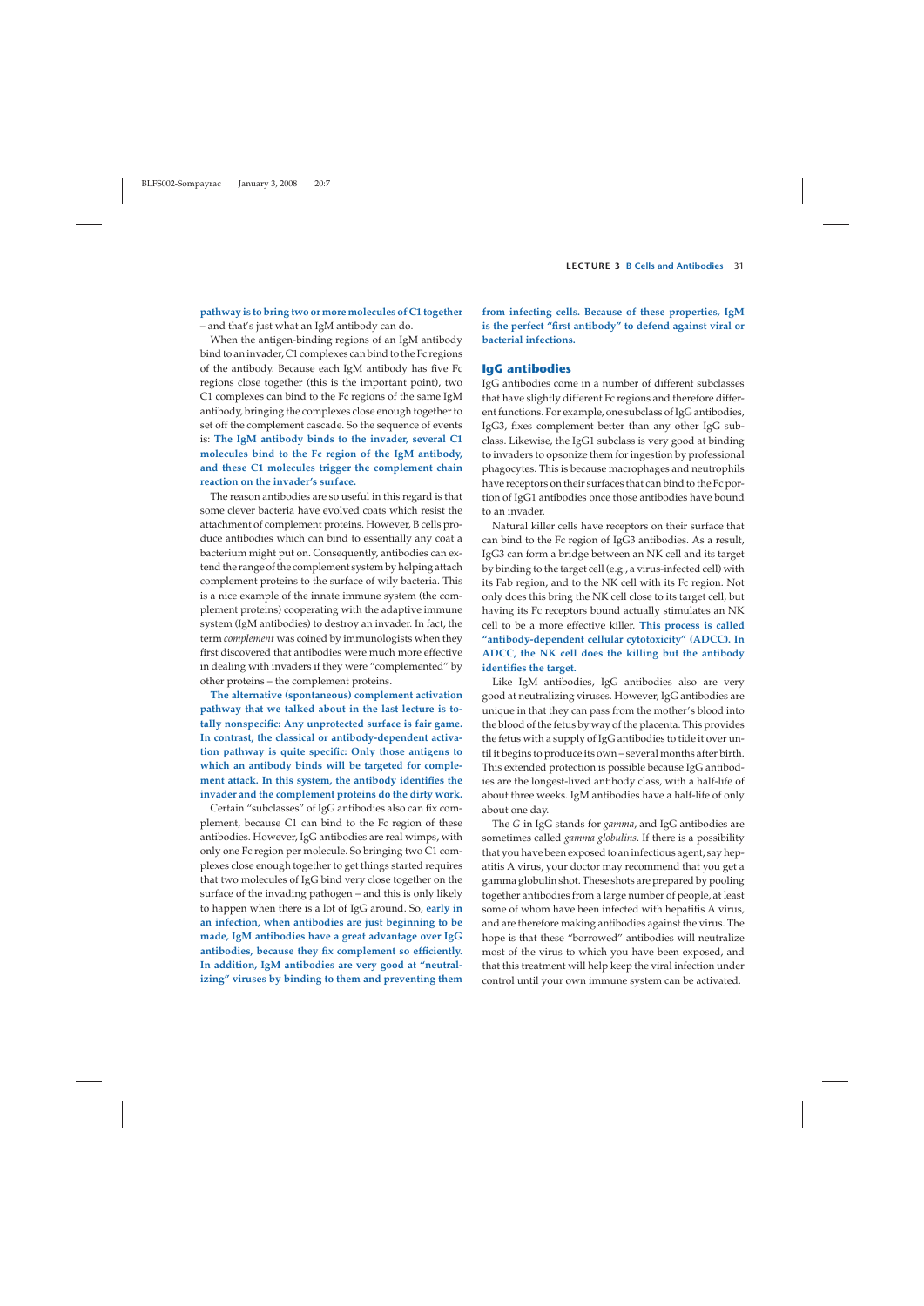**pathway is to bring two or more molecules of C1 together** – and that's just what an IgM antibody can do.

When the antigen-binding regions of an IgM antibody bind to an invader, C1 complexes can bind to the Fc regions of the antibody. Because each IgM antibody has five Fc regions close together (this is the important point), two C1 complexes can bind to the Fc regions of the same IgM antibody, bringing the complexes close enough together to set off the complement cascade. So the sequence of events is: **The IgM antibody binds to the invader, several C1 molecules bind to the Fc region of the IgM antibody, and these C1 molecules trigger the complement chain reaction on the invader's surface.**

The reason antibodies are so useful in this regard is that some clever bacteria have evolved coats which resist the attachment of complement proteins. However, B cells produce antibodies which can bind to essentially any coat a bacterium might put on. Consequently, antibodies can extend the range of the complement system by helping attach complement proteins to the surface of wily bacteria. This is a nice example of the innate immune system (the complement proteins) cooperating with the adaptive immune system (IgM antibodies) to destroy an invader. In fact, the term *complement* was coined by immunologists when they first discovered that antibodies were much more effective in dealing with invaders if they were "complemented" by other proteins – the complement proteins.

**The alternative (spontaneous) complement activation pathway that we talked about in the last lecture is totally nonspecific: Any unprotected surface is fair game. In contrast, the classical or antibody-dependent activation pathway is quite specific: Only those antigens to which an antibody binds will be targeted for complement attack. In this system, the antibody identifies the invader and the complement proteins do the dirty work.**

Certain "subclasses" of IgG antibodies also can fix complement, because C1 can bind to the Fc region of these antibodies. However, IgG antibodies are real wimps, with only one Fc region per molecule. So bringing two C1 complexes close enough together to get things started requires that two molecules of IgG bind very close together on the surface of the invading pathogen – and this is only likely to happen when there is a lot of IgG around. So, **early in an infection, when antibodies are just beginning to be made, IgM antibodies have a great advantage over IgG antibodies, because they fix complement so efficiently. In addition, IgM antibodies are very good at "neutralizing" viruses by binding to them and preventing them from infecting cells. Because of these properties, IgM is the perfect "first antibody" to defend against viral or bacterial infections.**

## IgG antibodies

IgG antibodies come in a number of different subclasses that have slightly different Fc regions and therefore different functions. For example, one subclass of IgG antibodies, IgG3, fixes complement better than any other IgG subclass. Likewise, the IgG1 subclass is very good at binding to invaders to opsonize them for ingestion by professional phagocytes. This is because macrophages and neutrophils have receptors on their surfaces that can bind to the Fc portion of IgG1 antibodies once those antibodies have bound to an invader.

Natural killer cells have receptors on their surface that can bind to the Fc region of IgG3 antibodies. As a result, IgG3 can form a bridge between an NK cell and its target by binding to the target cell (e.g., a virus-infected cell) with its Fab region, and to the NK cell with its Fc region. Not only does this bring the NK cell close to its target cell, but having its Fc receptors bound actually stimulates an NK cell to be a more effective killer. **This process is called "antibody-dependent cellular cytotoxicity" (ADCC). In ADCC, the NK cell does the killing but the antibody identifies the target.**

Like IgM antibodies, IgG antibodies also are very good at neutralizing viruses. However, IgG antibodies are unique in that they can pass from the mother's blood into the blood of the fetus by way of the placenta. This provides the fetus with a supply of IgG antibodies to tide it over until it begins to produce its own – several months after birth. This extended protection is possible because IgG antibodies are the longest-lived antibody class, with a half-life of about three weeks. IgM antibodies have a half-life of only about one day.

The *G* in IgG stands for *gamma*, and IgG antibodies are sometimes called *gamma globulins*. If there is a possibility that you have been exposed to an infectious agent, say hepatitis A virus, your doctor may recommend that you get a gamma globulin shot. These shots are prepared by pooling together antibodies from a large number of people, at least some of whom have been infected with hepatitis A virus, and are therefore making antibodies against the virus. The hope is that these "borrowed" antibodies will neutralize most of the virus to which you have been exposed, and that this treatment will help keep the viral infection under control until your own immune system can be activated.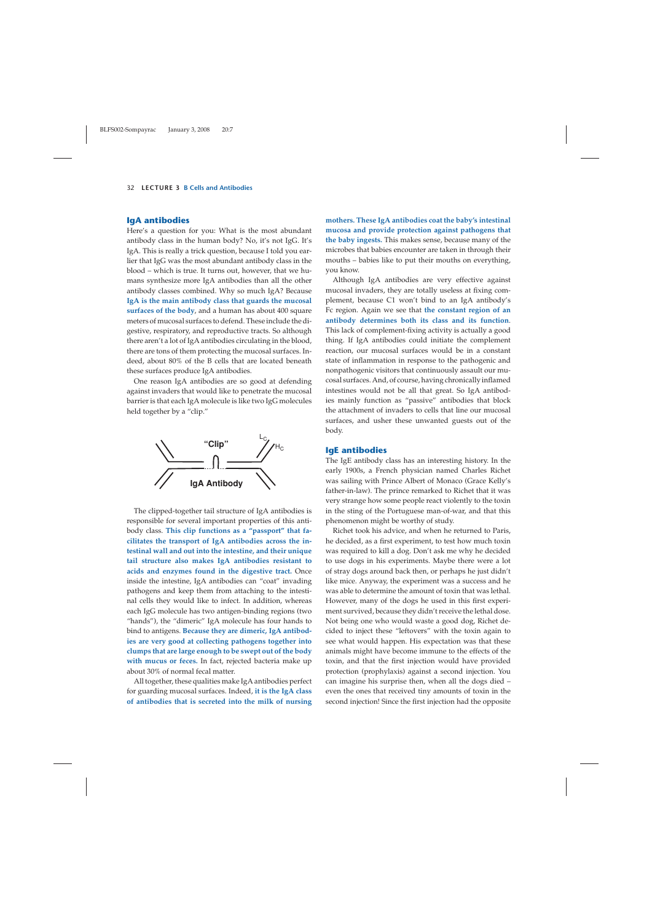## IgA antibodies

Here's a question for you: What is the most abundant antibody class in the human body? No, it's not IgG. It's IgA. This is really a trick question, because I told you earlier that IgG was the most abundant antibody class in the blood – which is true. It turns out, however, that we humans synthesize more IgA antibodies than all the other antibody classes combined. Why so much IgA? Because **IgA is the main antibody class that guards the mucosal surfaces of the body**, and a human has about 400 square meters of mucosal surfaces to defend. These include the digestive, respiratory, and reproductive tracts. So although there aren't a lot of IgA antibodies circulating in the blood, there are tons of them protecting the mucosal surfaces. Indeed, about 80% of the B cells that are located beneath these surfaces produce IgA antibodies.

One reason IgA antibodies are so good at defending against invaders that would like to penetrate the mucosal barrier is that each IgA molecule is like two IgG molecules held together by a "clip."

The clipped-together tail structure of IgA antibodies is responsible for several important properties of this antibody class. **This clip functions as a "passport" that facilitates the transport of IgA antibodies across the intestinal wall and out into the intestine, and their unique tail structure also makes IgA antibodies resistant to acids and enzymes found in the digestive tract.** Once inside the intestine, IgA antibodies can "coat" invading pathogens and keep them from attaching to the intestinal cells they would like to infect. In addition, whereas each IgG molecule has two antigen-binding regions (two "hands"), the "dimeric" IgA molecule has four hands to bind to antigens. **Because they are dimeric, IgA antibodies are very good at collecting pathogens together into clumps that are large enough to be swept out of the body with mucus or feces.** In fact, rejected bacteria make up about 30% of normal fecal matter.

All together, these qualities make IgA antibodies perfect for guarding mucosal surfaces. Indeed, **it is the IgA class of antibodies that is secreted into the milk of nursing mothers. These IgA antibodies coat the baby's intestinal mucosa and provide protection against pathogens that the baby ingests.** This makes sense, because many of the microbes that babies encounter are taken in through their mouths – babies like to put their mouths on everything, you know.

Although IgA antibodies are very effective against mucosal invaders, they are totally useless at fixing complement, because C1 won't bind to an IgA antibody's Fc region. Again we see that **the constant region of an antibody determines both its class and its function.** This lack of complement-fixing activity is actually a good thing. If IgA antibodies could initiate the complement reaction, our mucosal surfaces would be in a constant state of inflammation in response to the pathogenic and nonpathogenic visitors that continuously assault our mucosal surfaces. And, of course, having chronically inflamed intestines would not be all that great. So IgA antibodies mainly function as "passive" antibodies that block the attachment of invaders to cells that line our mucosal surfaces, and usher these unwanted guests out of the body.

## IgE antibodies

The IgE antibody class has an interesting history. In the early 1900s, a French physician named Charles Richet was sailing with Prince Albert of Monaco (Grace Kelly's father-in-law). The prince remarked to Richet that it was very strange how some people react violently to the toxin in the sting of the Portuguese man-of-war, and that this phenomenon might be worthy of study.

Richet took his advice, and when he returned to Paris, he decided, as a first experiment, to test how much toxin was required to kill a dog. Don't ask me why he decided to use dogs in his experiments. Maybe there were a lot of stray dogs around back then, or perhaps he just didn't like mice. Anyway, the experiment was a success and he was able to determine the amount of toxin that was lethal. However, many of the dogs he used in this first experiment survived, because they didn't receive the lethal dose. Not being one who would waste a good dog, Richet decided to inject these "leftovers" with the toxin again to see what would happen. His expectation was that these animals might have become immune to the effects of the toxin, and that the first injection would have provided protection (prophylaxis) against a second injection. You can imagine his surprise then, when all the dogs died – even the ones that received tiny amounts of toxin in the second injection! Since the first injection had the opposite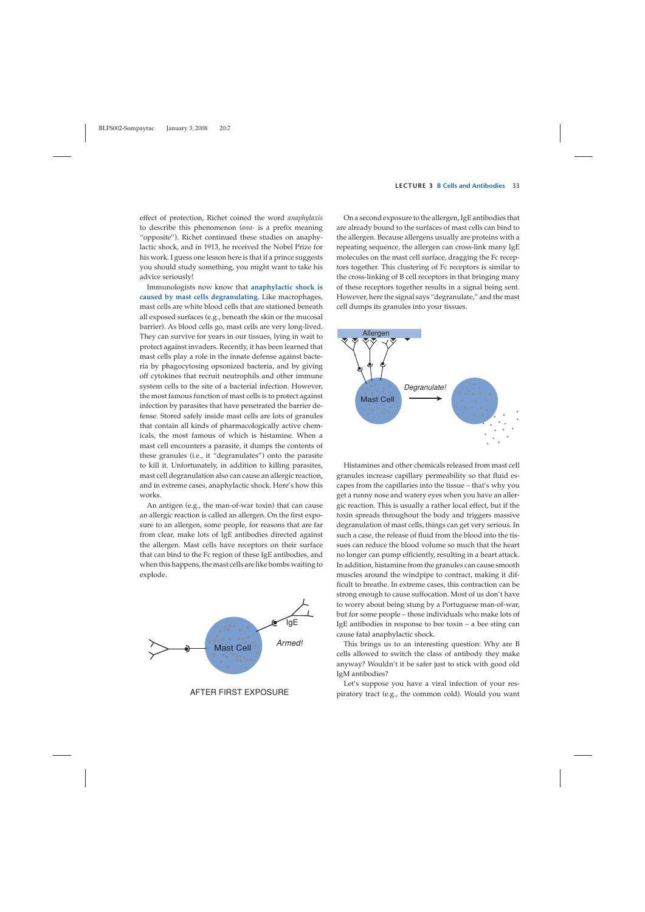effect of protection, Richet coined the word *anaphylaxis* to describe this phenomenon (*ana-* is a prefix meaning "opposite"). Richet continued these studies on anaphylactic shock, and in 1913, he received the Nobel Prize for his work. I guess one lesson here is that if a prince suggests you should study something, you might want to take his advice seriously!

Immunologists now know that **anaphylactic shock is caused by mast cells degranulating**. Like macrophages, mast cells are white blood cells that are stationed beneath all exposed surfaces (e.g., beneath the skin or the mucosal barrier). As blood cells go, mast cells are very long-lived. They can survive for years in our tissues, lying in wait to protect against invaders. Recently, it has been learned that mast cells play a role in the innate defense against bacteria by phagocytosing opsonized bacteria, and by giving off cytokines that recruit neutrophils and other immune system cells to the site of a bacterial infection. However, the most famous function of mast cells is to protect against infection by parasites that have penetrated the barrier defense. Stored safely inside mast cells are lots of granules that contain all kinds of pharmacologically active chemicals, the most famous of which is histamine. When a mast cell encounters a parasite, it dumps the contents of these granules (i.e., it "degranulates") onto the parasite to kill it. Unfortunately, in addition to killing parasites, mast cell degranulation also can cause an allergic reaction, and in extreme cases, anaphylactic shock. Here's how this works.

An antigen (e.g., the man-of-war toxin) that can cause an allergic reaction is called an allergen. On the first exposure to an allergen, some people, for reasons that are far from clear, make lots of IgE antibodies directed against the allergen. Mast cells have receptors on their surface that can bind to the Fc region of these IgE antibodies, and when this happens, the mast cells are like bombs waiting to explode.

IgE

Mast Cell

Armed!

AFTER FIRST EXPOSURE

On a second exposure to the allergen, IgE antibodies that are already bound to the surfaces of mast cells can bind to the allergen. Because allergens usually are proteins with a repeating sequence, the allergen can cross-link many IgE molecules on the mast cell surface, dragging the Fc receptors together. This clustering of Fc receptors is similar to the cross-linking of B cell receptors in that bringing many of these receptors together results in a signal being sent. However, here the signal says "degranulate," and the mast cell dumps its granules into your tissues.

Allergen

Mast Cell

Degranulate!

Histamines and other chemicals released from mast cell granules increase capillary permeability so that fluid escapes from the capillaries into the tissue – that's why you get a runny nose and watery eyes when you have an allergic reaction. This is usually a rather local effect, but if the toxin spreads throughout the body and triggers massive degranulation of mast cells, things can get very serious. In such a case, the release of fluid from the blood into the tissues can reduce the blood volume so much that the heart no longer can pump efficiently, resulting in a heart attack. In addition, histamine from the granules can cause smooth muscles around the windpipe to contract, making it difficult to breathe. In extreme cases, this contraction can be strong enough to cause suffocation. Most of us don't have to worry about being stung by a Portuguese man-of-war, but for some people – those individuals who make lots of IgE antibodies in response to bee toxin – a bee sting can cause fatal anaphylactic shock.

This brings us to an interesting question: Why are B cells allowed to switch the class of antibody they make anyway? Wouldn't it be safer just to stick with good old IgM antibodies?

Let's suppose you have a viral infection of your respiratory tract (e.g., the common cold). Would you want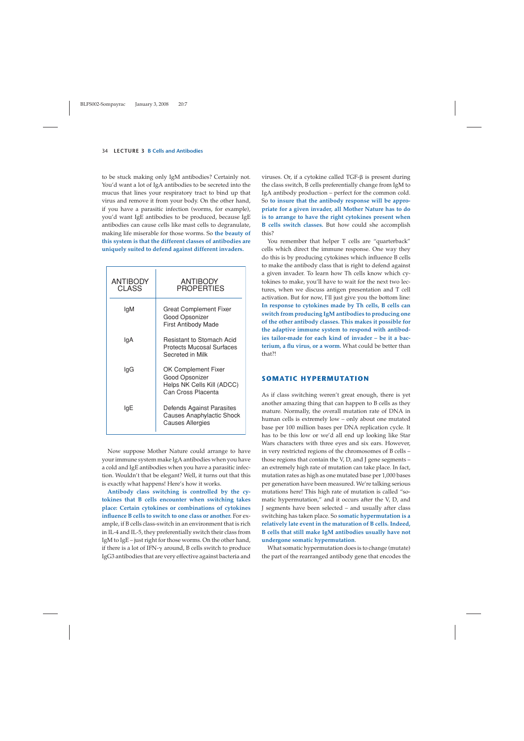to be stuck making only IgM antibodies? Certainly not. You'd want a lot of IgA antibodies to be secreted into the mucus that lines your respiratory tract to bind up that virus and remove it from your body. On the other hand, if you have a parasitic infection (worms, for example), you'd want IgE antibodies to be produced, because IgE antibodies can cause cells like mast cells to degranulate, making life miserable for those worms. So **the beauty of this system is that the different classes of antibodies are uniquely suited to defend against different invaders.**

| ANTIBODY CLASS | ANTIBODY PROPERTIES |
|---|---|
| IgM | Great Complement Fixer<br>Good Opsonizer<br>First Antibody Made |
| IgA | Resistant to Stomach Acid<br>Protects Mucosal Surfaces<br>Secreted in Milk |
| IgG | OK Complement Fixer<br>Good Opsonizer<br>Helps NK Cells Kill (ADCC)<br>Can Cross Placenta |
| IgE | Defends Against Parasites<br>Causes Anaphylactic Shock<br>Causes Allergies |

Now suppose Mother Nature could arrange to have your immune system make IgA antibodies when you have a cold and IgE antibodies when you have a parasitic infection. Wouldn't that be elegant? Well, it turns out that this is exactly what happens! Here's how it works.

**Antibody class switching is controlled by the cytokines that B cells encounter when switching takes place: Certain cytokines or combinations of cytokines influence B cells to switch to one class or another.** For example, if B cells class-switch in an environment that is rich in IL-4 and IL-5, they preferentially switch their class from IgM to IgE – just right for those worms. On the other hand, if there is a lot of IFN-$\gamma$ around, B cells switch to produce IgG3 antibodies that are very effective against bacteria and viruses. Or, if a cytokine called TGF-$\beta$ is present during the class switch, B cells preferentially change from IgM to IgA antibody production – perfect for the common cold. So **to insure that the antibody response will be appropriate for a given invader, all Mother Nature has to do is to arrange to have the right cytokines present when B cells switch classes.** But how could she accomplish this?

You remember that helper T cells are "quarterback" cells which direct the immune response. One way they do this is by producing cytokines which influence B cells to make the antibody class that is right to defend against a given invader. To learn how Th cells know which cytokines to make, you'll have to wait for the next two lectures, when we discuss antigen presentation and T cell activation. But for now, I'll just give you the bottom line: **In response to cytokines made by Th cells, B cells can switch from producing IgM antibodies to producing one of the other antibody classes. This makes it possible for the adaptive immune system to respond with antibodies tailor-made for each kind of invader – be it a bacterium, a flu virus, or a worm.** What could be better than that?!

## SOMATIC HYPERMUTATION

As if class switching weren't great enough, there is yet another amazing thing that can happen to B cells as they mature. Normally, the overall mutation rate of DNA in human cells is extremely low – only about one mutated base per 100 million bases per DNA replication cycle. It has to be this low or we'd all end up looking like Star Wars characters with three eyes and six ears. However, in very restricted regions of the chromosomes of B cells – those regions that contain the V, D, and J gene segments – an extremely high rate of mutation can take place. In fact, mutation rates as high as one mutated base per 1,000 bases per generation have been measured. We're talking serious mutations here! This high rate of mutation is called "somatic hypermutation," and it occurs after the V, D, and J segments have been selected – and usually after class switching has taken place. So **somatic hypermutation is a relatively late event in the maturation of B cells. Indeed, B cells that still make IgM antibodies usually have not undergone somatic hypermutation.**

What somatic hypermutation does is to change (mutate) the part of the rearranged antibody gene that encodes the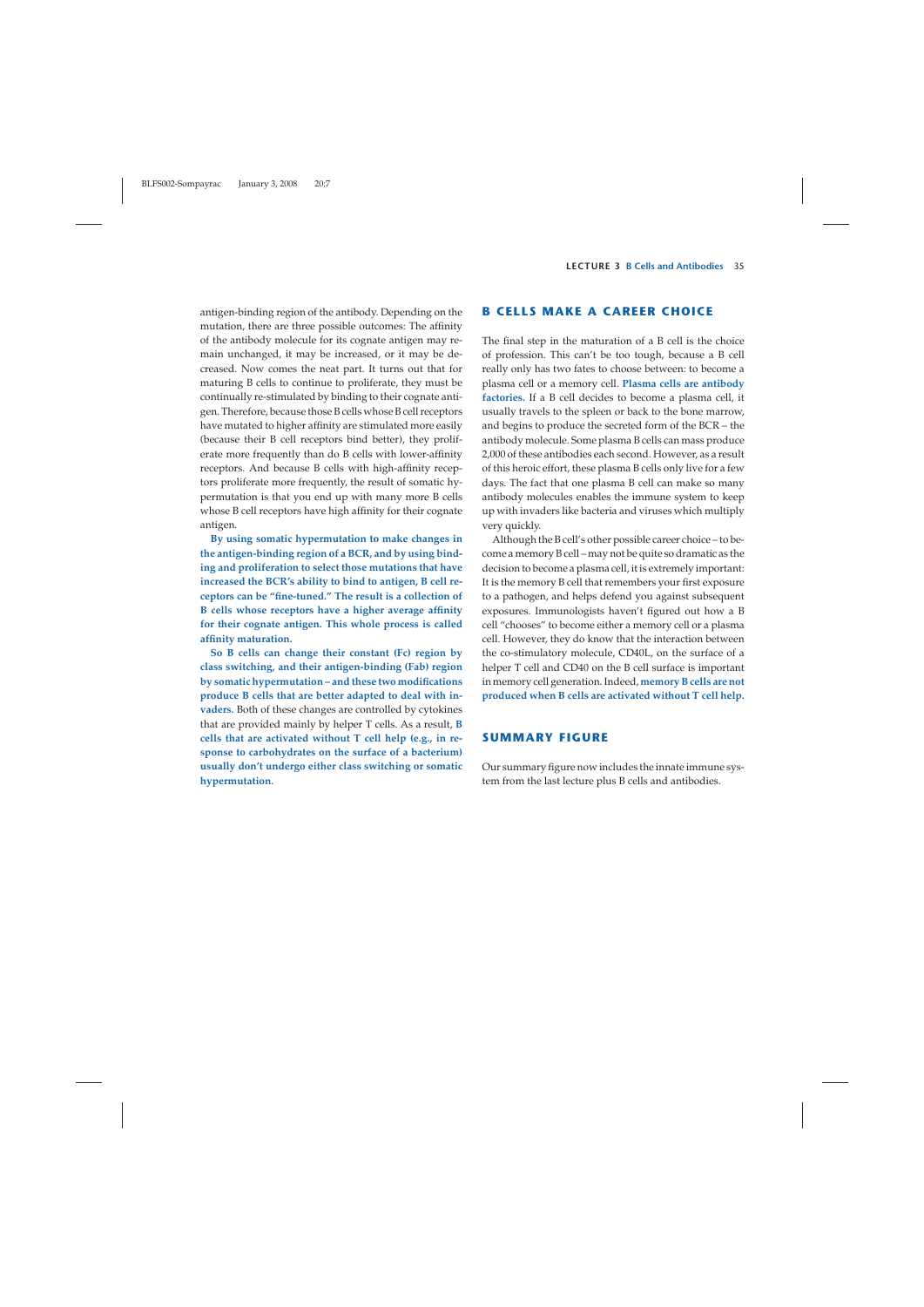antigen-binding region of the antibody. Depending on the mutation, there are three possible outcomes: The affinity of the antibody molecule for its cognate antigen may remain unchanged, it may be increased, or it may be decreased. Now comes the neat part. It turns out that for maturing B cells to continue to proliferate, they must be continually re-stimulated by binding to their cognate antigen. Therefore, because those B cells whose B cell receptors have mutated to higher affinity are stimulated more easily (because their B cell receptors bind better), they proliferate more frequently than do B cells with lower-affinity receptors. And because B cells with high-affinity receptors proliferate more frequently, the result of somatic hypermutation is that you end up with many more B cells whose B cell receptors have high affinity for their cognate antigen.

**By using somatic hypermutation to make changes in the antigen-binding region of a BCR, and by using binding and proliferation to select those mutations that have increased the BCR's ability to bind to antigen, B cell receptors can be "fine-tuned." The result is a collection of B cells whose receptors have a higher average affinity for their cognate antigen. This whole process is called affinity maturation.**

**So B cells can change their constant (Fc) region by class switching, and their antigen-binding (Fab) region by somatic hypermutation – and these two modifications produce B cells that are better adapted to deal with invaders.** Both of these changes are controlled by cytokines that are provided mainly by helper T cells. As a result, **B cells that are activated without T cell help (e.g., in response to carbohydrates on the surface of a bacterium) usually don't undergo either class switching or somatic hypermutation.**

## B CELLS MAKE A CAREER CHOICE

The final step in the maturation of a B cell is the choice of profession. This can't be too tough, because a B cell really only has two fates to choose between: to become a plasma cell or a memory cell. **Plasma cells are antibody factories.** If a B cell decides to become a plasma cell, it usually travels to the spleen or back to the bone marrow, and begins to produce the secreted form of the BCR – the antibody molecule. Some plasma B cells can mass produce 2,000 of these antibodies each second. However, as a result of this heroic effort, these plasma B cells only live for a few days. The fact that one plasma B cell can make so many antibody molecules enables the immune system to keep up with invaders like bacteria and viruses which multiply very quickly.

Although the B cell's other possible career choice – to become a memory B cell – may not be quite so dramatic as the decision to become a plasma cell, it is extremely important: It is the memory B cell that remembers your first exposure to a pathogen, and helps defend you against subsequent exposures. Immunologists haven't figured out how a B cell "chooses" to become either a memory cell or a plasma cell. However, they do know that the interaction between the co-stimulatory molecule, CD40L, on the surface of a helper T cell and CD40 on the B cell surface is important in memory cell generation. Indeed, **memory B cells are not produced when B cells are activated without T cell help.**

## SUMMARY FIGURE

Our summary figure now includes the innate immune system from the last lecture plus B cells and antibodies.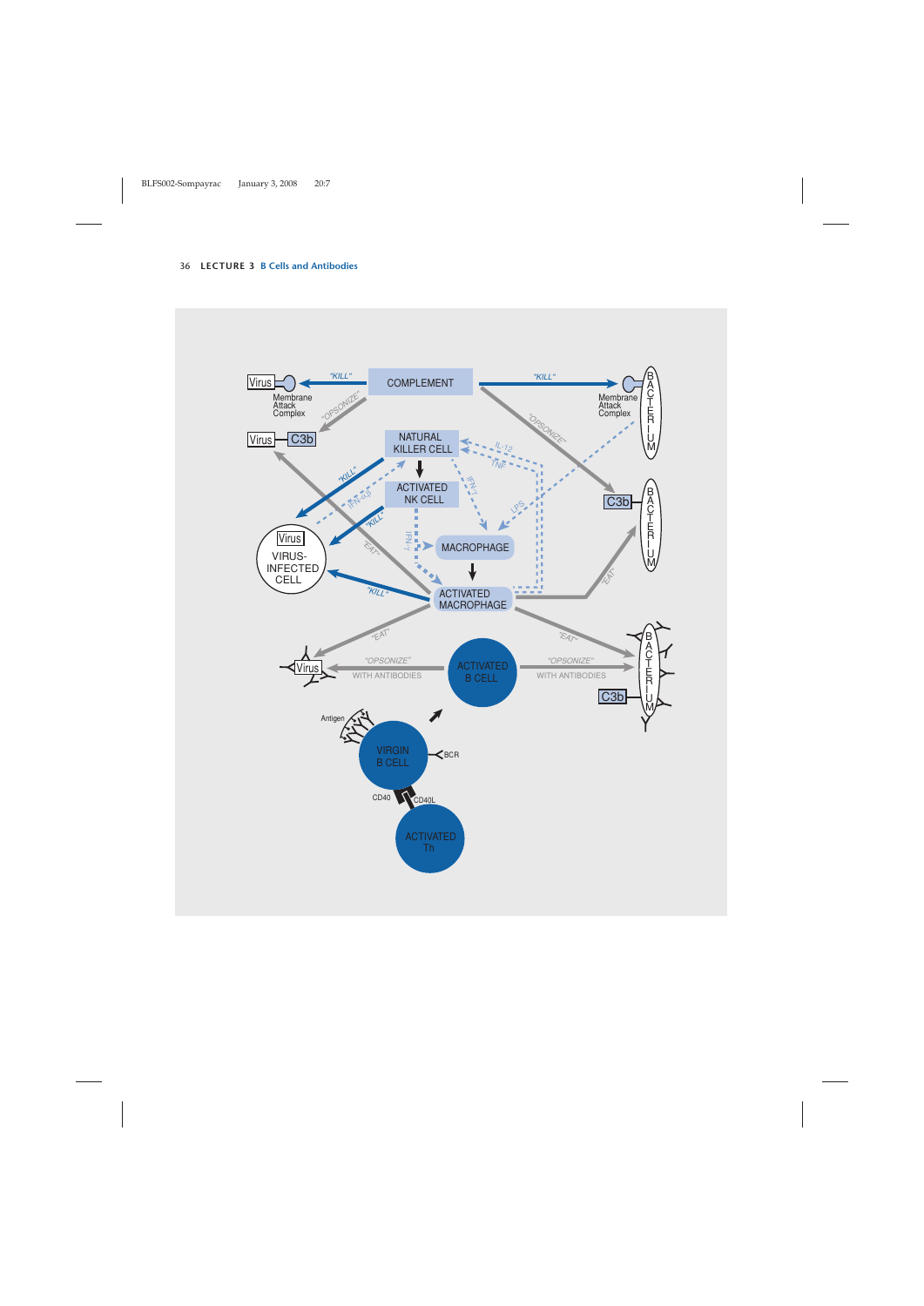COMPLEMENT

"KILL" — Virus — Membrane Attack Complex

"OPSONIZE" — Virus — C3b

"KILL" — Membrane Attack Complex — BACTERIUM

"OPSONIZE" — C3b — BACTERIUM

NATURAL KILLER CELL

IL-12

TNF

ACTIVATED NK CELL

IFN-α,β

"KILL"

"KILL"

IFN-γ

IFN-γ

LPS

MACROPHAGE

ACTIVATED MACROPHAGE

"EAT"

"KILL"

"EAT"

"EAT"

"EAT"

Virus

VIRUS-INFECTED CELL

"OPSONIZE" WITH ANTIBODIES — Virus

ACTIVATED B CELL

"OPSONIZE" WITH ANTIBODIES — BACTERIUM — C3b

Antigen

VIRGIN B CELL

BCR

CD40

CD40L

ACTIVATED Th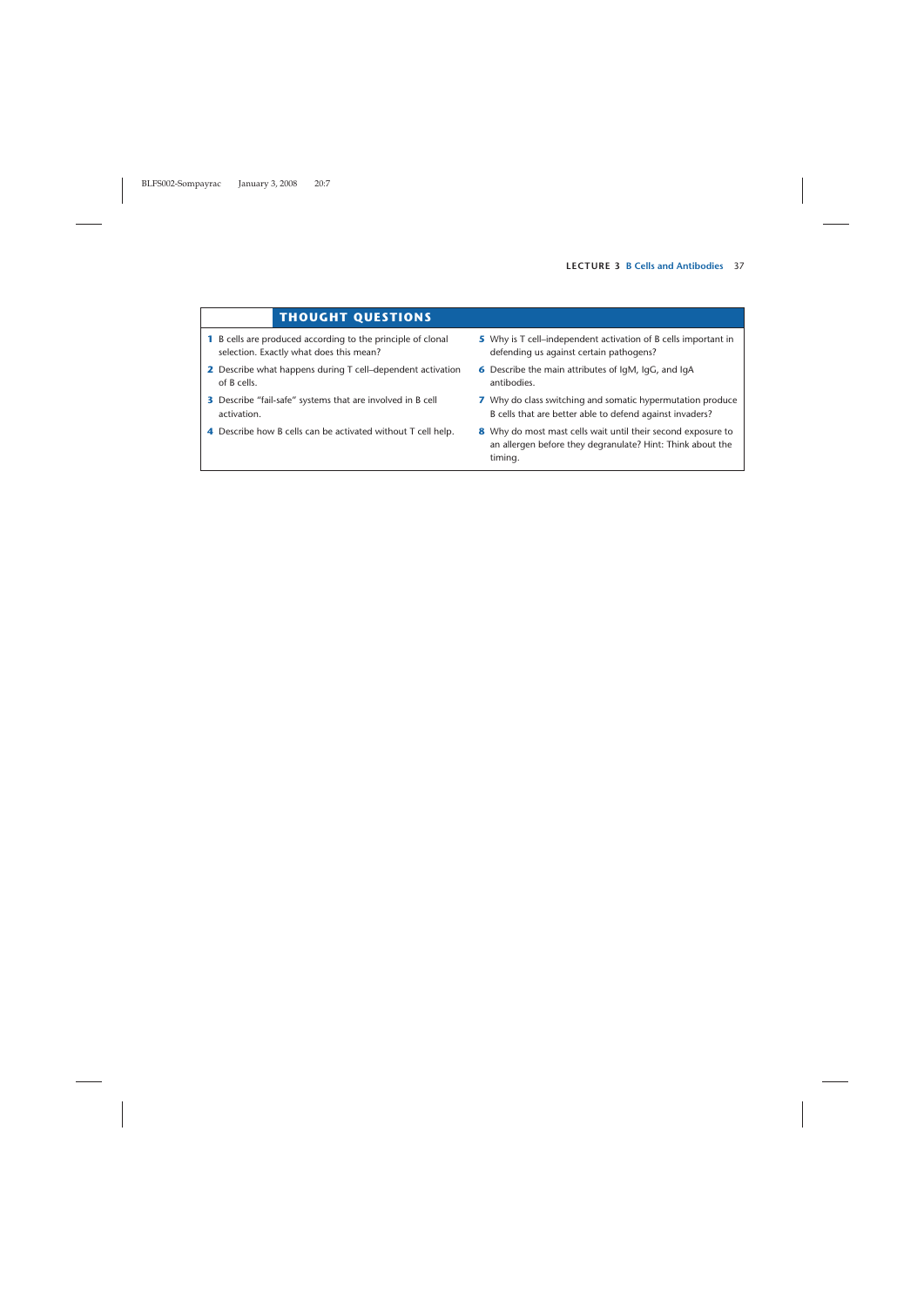## THOUGHT QUESTIONS

1. B cells are produced according to the principle of clonal selection. Exactly what does this mean?
2. Describe what happens during T cell–dependent activation of B cells.
3. Describe "fail-safe" systems that are involved in B cell activation.
4. Describe how B cells can be activated without T cell help.
5. Why is T cell–independent activation of B cells important in defending us against certain pathogens?
6. Describe the main attributes of IgM, IgG, and IgA antibodies.
7. Why do class switching and somatic hypermutation produce B cells that are better able to defend against invaders?
8. Why do most mast cells wait until their second exposure to an allergen before they degranulate? Hint: Think about the timing.